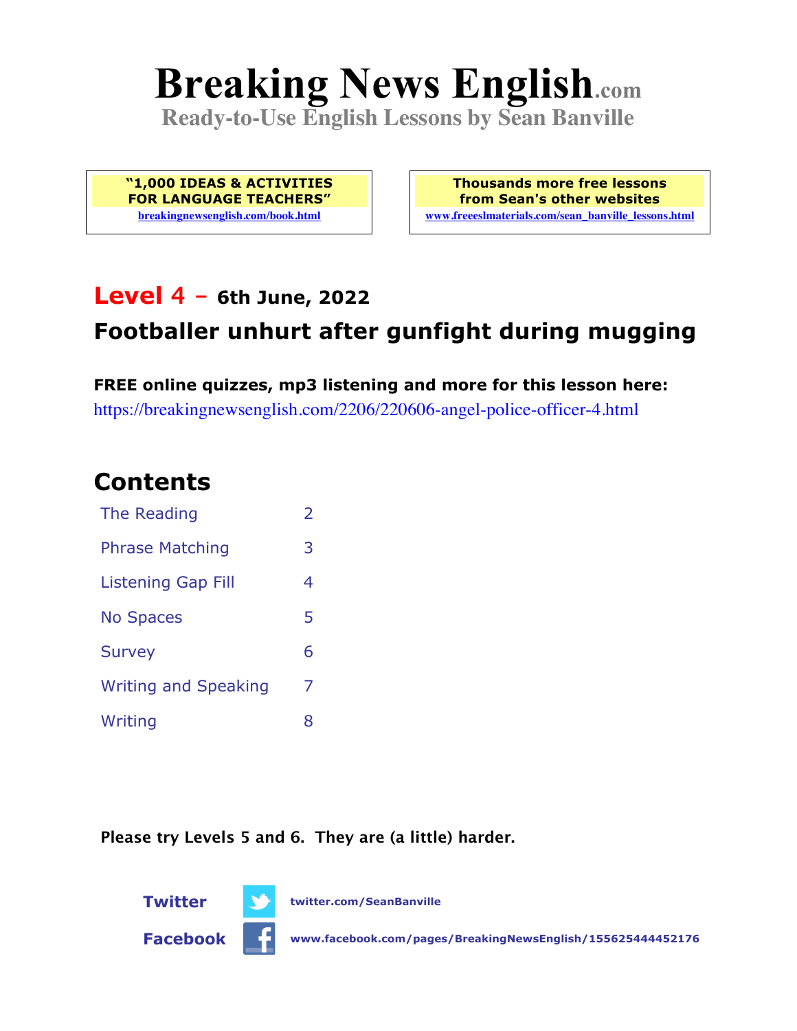# Breaking News English.com

**Ready-to-Use English Lessons by Sean Banville**

**"1,000 IDEAS & ACTIVITIES FOR LANGUAGE TEACHERS"**
breakingnewsenglish.com/book.html

**Thousands more free lessons from Sean's other websites**
www.freeeslmaterials.com/sean_banville_lessons.html

## Level 4 – 6th June, 2022

## Footballer unhurt after gunfight during mugging

**FREE online quizzes, mp3 listening and more for this lesson here:**
https://breakingnewsenglish.com/2206/220606-angel-police-officer-4.html

## Contents

| | |
|---|---|
| The Reading | 2 |
| Phrase Matching | 3 |
| Listening Gap Fill | 4 |
| No Spaces | 5 |
| Survey | 6 |
| Writing and Speaking | 7 |
| Writing | 8 |

**Please try Levels 5 and 6. They are (a little) harder.**

**Twitter** twitter.com/SeanBanville

**Facebook** www.facebook.com/pages/BreakingNewsEnglish/155625444452176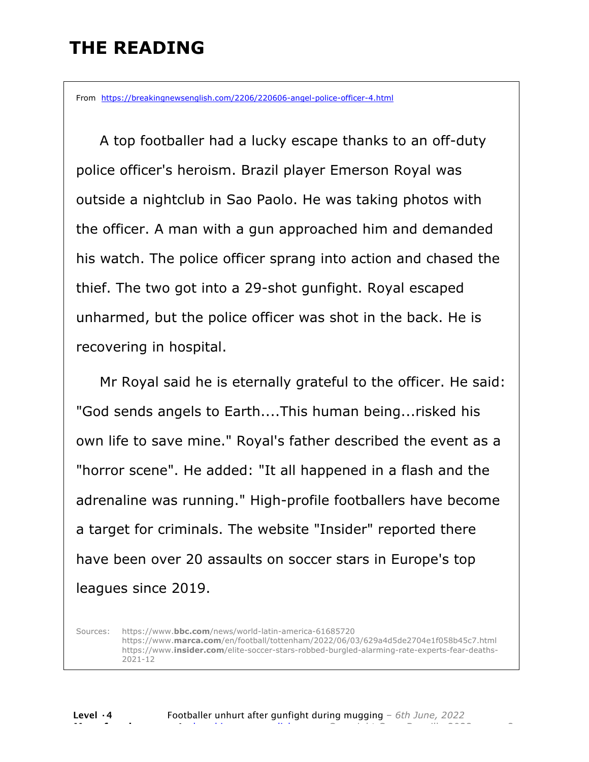# THE READING

From https://breakingnewsenglish.com/2206/220606-angel-police-officer-4.html

A top footballer had a lucky escape thanks to an off-duty police officer's heroism. Brazil player Emerson Royal was outside a nightclub in Sao Paolo. He was taking photos with the officer. A man with a gun approached him and demanded his watch. The police officer sprang into action and chased the thief. The two got into a 29-shot gunfight. Royal escaped unharmed, but the police officer was shot in the back. He is recovering in hospital.

Mr Royal said he is eternally grateful to the officer. He said: "God sends angels to Earth....This human being...risked his own life to save mine." Royal's father described the event as a "horror scene". He added: "It all happened in a flash and the adrenaline was running." High-profile footballers have become a target for criminals. The website "Insider" reported there have been over 20 assaults on soccer stars in Europe's top leagues since 2019.

Sources:
https://www.bbc.com/news/world-latin-america-61685720
https://www.marca.com/en/football/tottenham/2022/06/03/629a4d5de2704e1f058b45c7.html
https://www.insider.com/elite-soccer-stars-robbed-burgled-alarming-rate-experts-fear-deaths-2021-12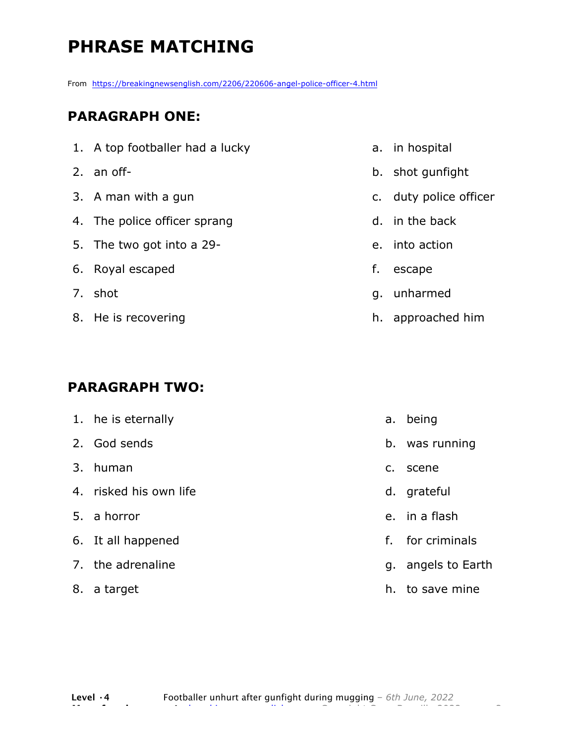# PHRASE MATCHING

From https://breakingnewsenglish.com/2206/220606-angel-police-officer-4.html

## PARAGRAPH ONE:

1. A top footballer had a lucky
2. an off-
3. A man with a gun
4. The police officer sprang
5. The two got into a 29-
6. Royal escaped
7. shot
8. He is recovering

a. in hospital
b. shot gunfight
c. duty police officer
d. in the back
e. into action
f. escape
g. unharmed
h. approached him

## PARAGRAPH TWO:

1. he is eternally
2. God sends
3. human
4. risked his own life
5. a horror
6. It all happened
7. the adrenaline
8. a target

a. being
b. was running
c. scene
d. grateful
e. in a flash
f. for criminals
g. angels to Earth
h. to save mine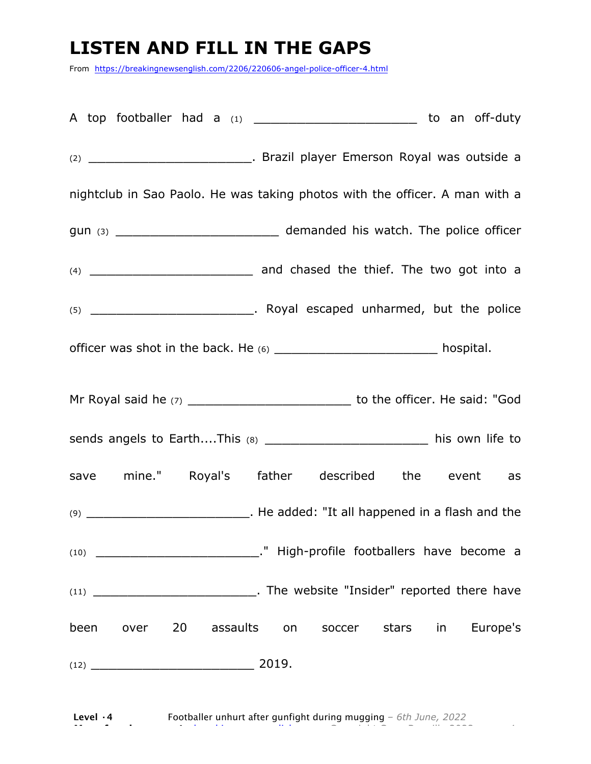# LISTEN AND FILL IN THE GAPS

From https://breakingnewsenglish.com/2206/220606-angel-police-officer-4.html

A top footballer had a (1) ______________________ to an off-duty (2) ______________________. Brazil player Emerson Royal was outside a nightclub in Sao Paolo. He was taking photos with the officer. A man with a gun (3) ______________________ demanded his watch. The police officer (4) ______________________ and chased the thief. The two got into a (5) ______________________. Royal escaped unharmed, but the police officer was shot in the back. He (6) ______________________ hospital.

Mr Royal said he (7) ______________________ to the officer. He said: "God sends angels to Earth....This (8) ______________________ his own life to save mine." Royal's father described the event as (9) ______________________. He added: "It all happened in a flash and the (10) ______________________." High-profile footballers have become a (11) ______________________. The website "Insider" reported there have been over 20 assaults on soccer stars in Europe's (12) ______________________ 2019.

Level · 4 Footballer unhurt after gunfight during mugging – 6th June, 2022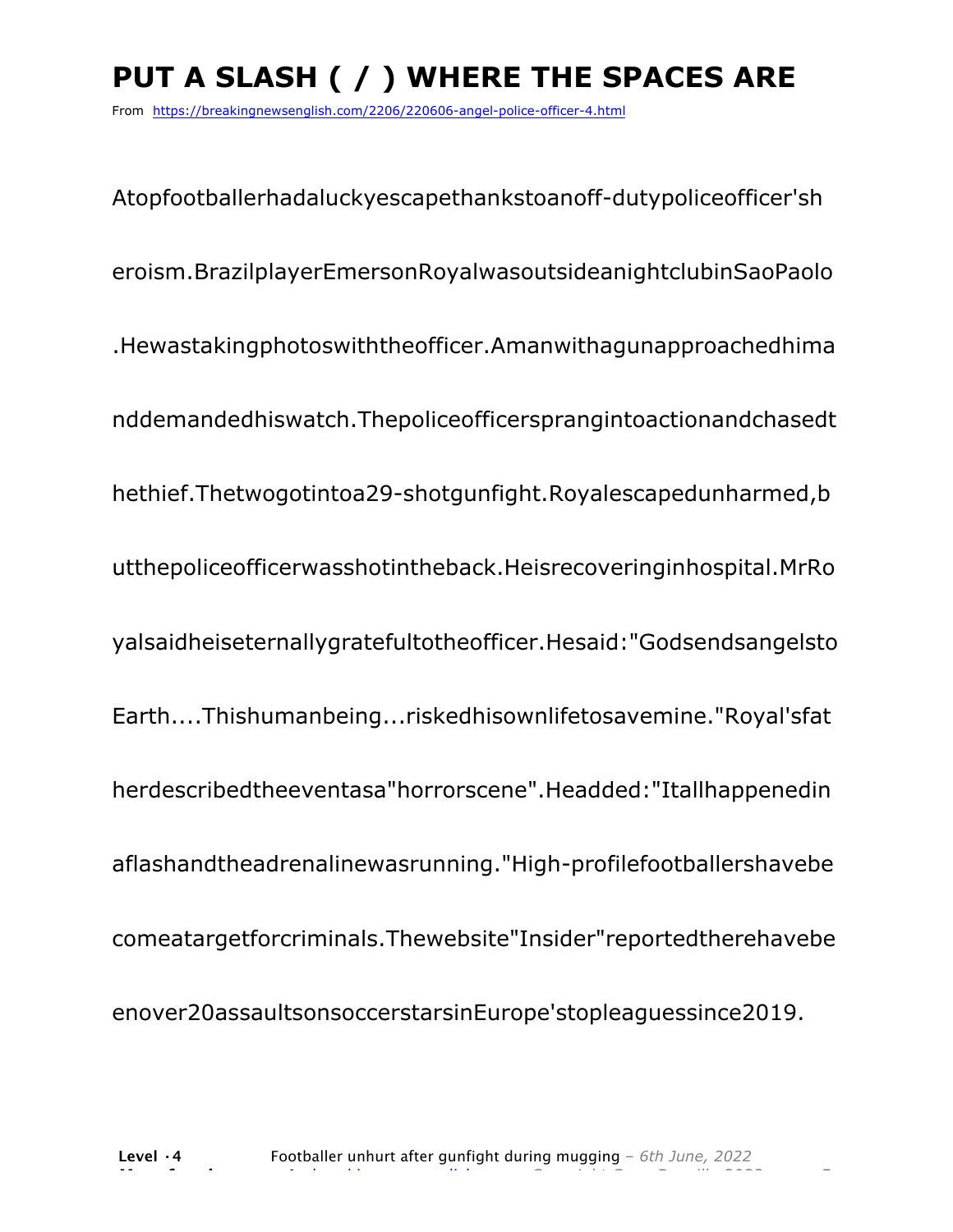# PUT A SLASH ( / ) WHERE THE SPACES ARE

From https://breakingnewsenglish.com/2206/220606-angel-police-officer-4.html

Atopfootballerhadaluckyescapethankstoanoff-dutypoliceofficer'sh

eroism.BrazilplayerEmersonRoyalwasoutsideanightclubinSaoPaolo

.Hewastakingphotoswiththeofficer.Amanwithagunapproachedhima

nddemandedhiswatch.Thepoliceofficersprangintoactionandchasedt

hethief.Thetwogotintoa29-shotgunfight.Royalescapedunharmed,b

utthepoliceofficerwasshotintheback.Heisrecoveringinhospital.MrRo

yalsaidheiseternallygratefultotheofficer.Hesaid:"Godsendsangelsto

Earth....Thishumanbeing...riskedhisownlifetosavemine."Royal'sfat

herdescribedtheeventasa"horrorscene".Headded:"Itallhappenedin

aflashandtheadrenalinewasrunning."High-profilefootballershavebe

comeatargetforcriminals.Thewebsite"Insider"reportedtherehavebe

enover20assaultsonsoccerstarsinEurope'stopleaguessince2019.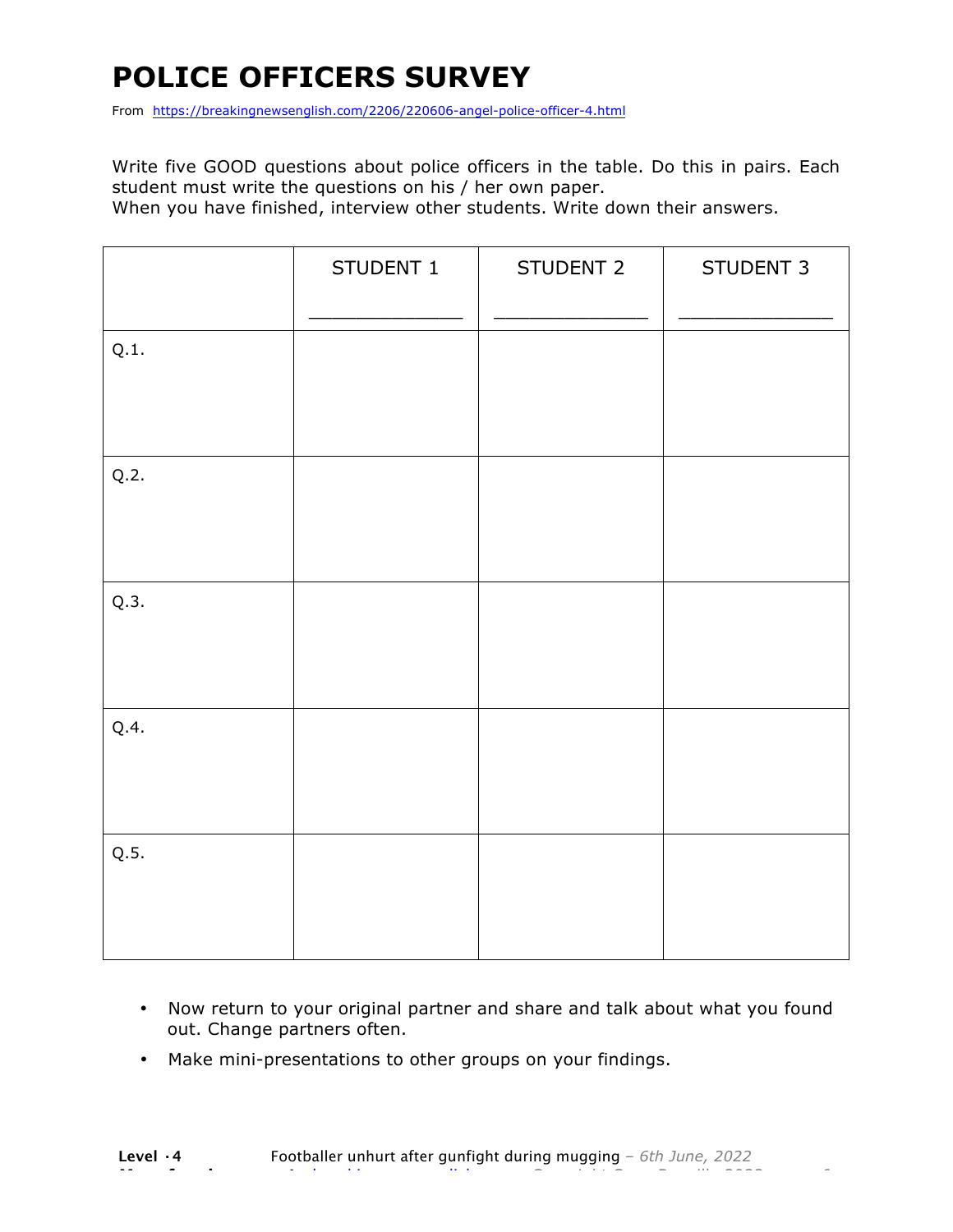# POLICE OFFICERS SURVEY

From https://breakingnewsenglish.com/2206/220606-angel-police-officer-4.html

Write five GOOD questions about police officers in the table. Do this in pairs. Each student must write the questions on his / her own paper.
When you have finished, interview other students. Write down their answers.

| | STUDENT 1 _____________ | STUDENT 2 _____________ | STUDENT 3 _____________ |
|---|---|---|---|
| Q.1. | | | |
| Q.2. | | | |
| Q.3. | | | |
| Q.4. | | | |
| Q.5. | | | |

- Now return to your original partner and share and talk about what you found out. Change partners often.
- Make mini-presentations to other groups on your findings.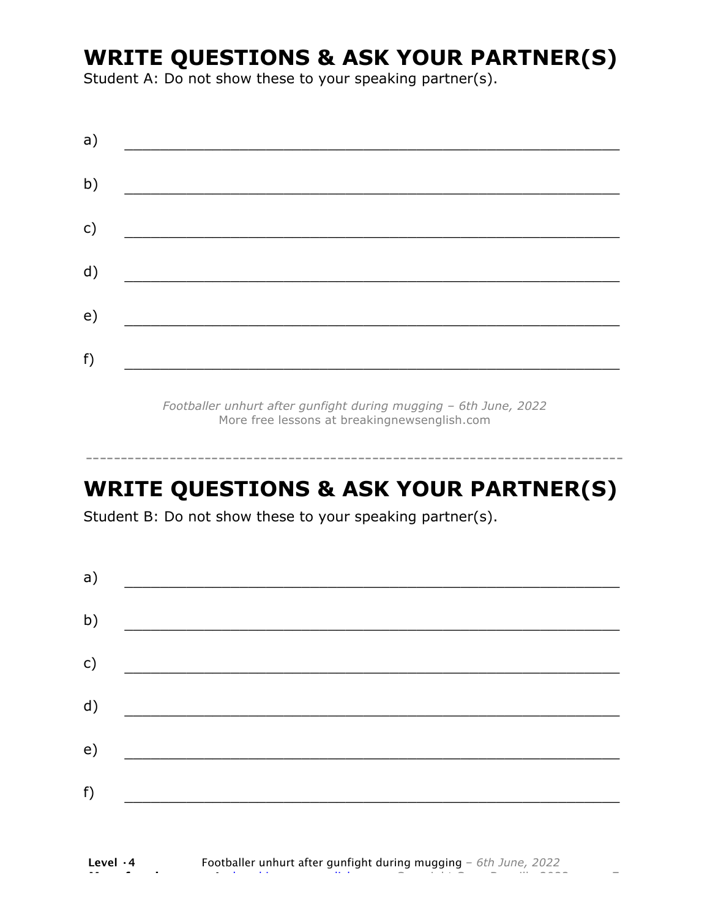## WRITE QUESTIONS & ASK YOUR PARTNER(S)

Student A: Do not show these to your speaking partner(s).

a) ___________________________________________________________

b) ___________________________________________________________

c) ___________________________________________________________

d) ___________________________________________________________

e) ___________________________________________________________

f) ___________________________________________________________

*Footballer unhurt after gunfight during mugging – 6th June, 2022*
More free lessons at breakingnewsenglish.com

---

## WRITE QUESTIONS & ASK YOUR PARTNER(S)

Student B: Do not show these to your speaking partner(s).

a) ___________________________________________________________

b) ___________________________________________________________

c) ___________________________________________________________

d) ___________________________________________________________

e) ___________________________________________________________

f) ___________________________________________________________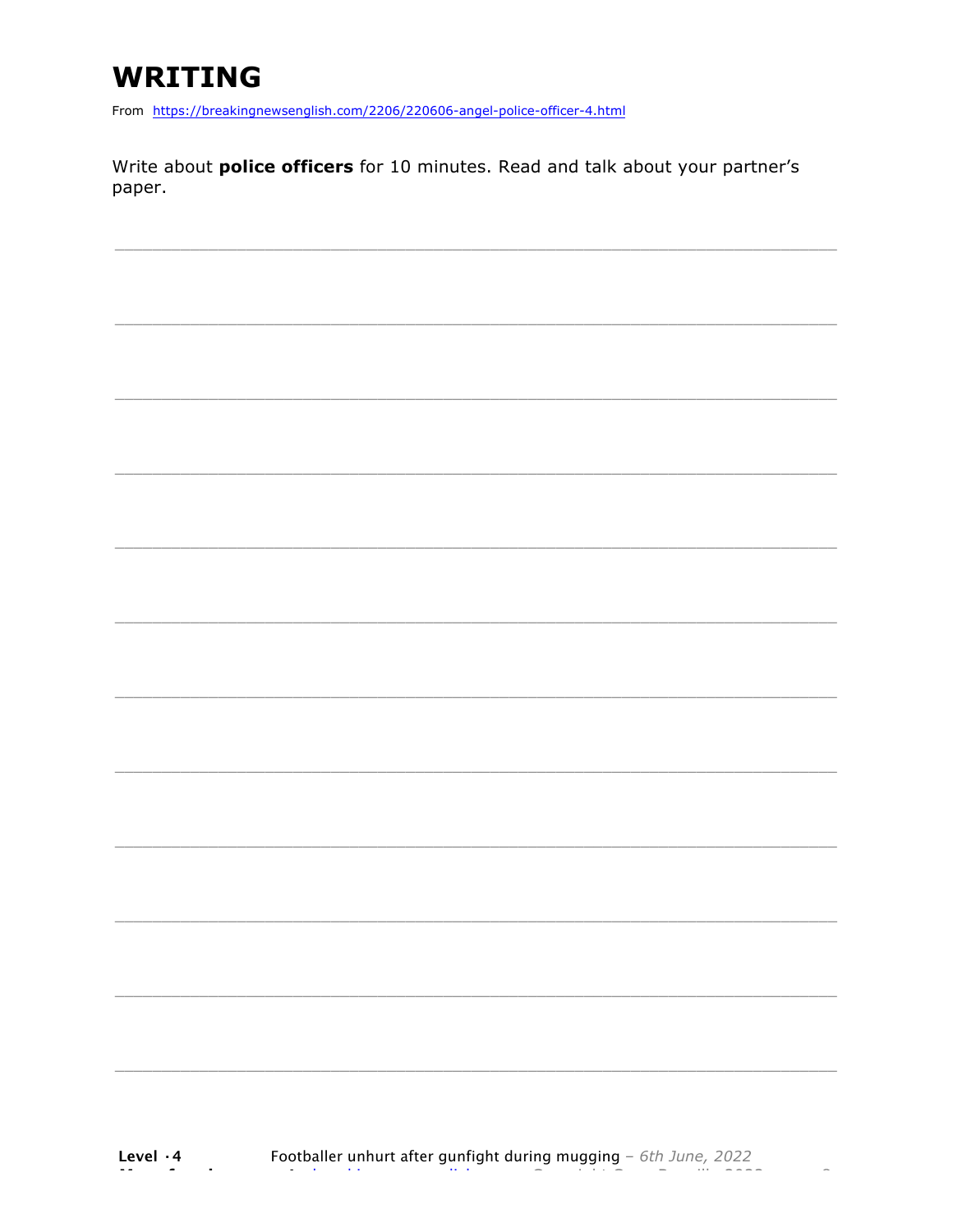# WRITING

From https://breakingnewsenglish.com/2206/220606-angel-police-officer-4.html

Write about **police officers** for 10 minutes. Read and talk about your partner's paper.